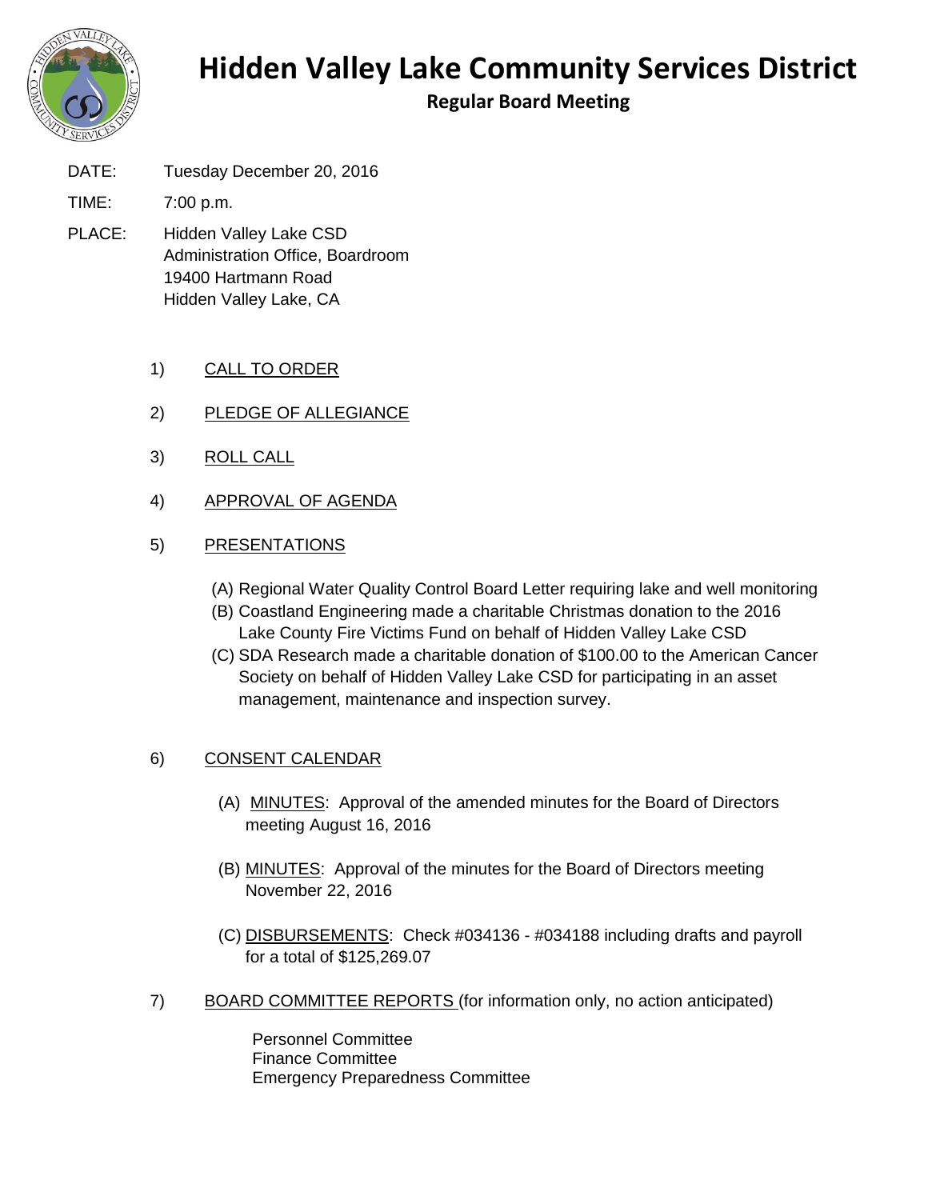# Hidden Valley Lake Community Services District

## Regular Board Meeting

DATE: Tuesday December 20, 2016

TIME: 7:00 p.m.

PLACE: Hidden Valley Lake CSD
Administration Office, Boardroom
19400 Hartmann Road
Hidden Valley Lake, CA

1) CALL TO ORDER

2) PLEDGE OF ALLEGIANCE

3) ROLL CALL

4) APPROVAL OF AGENDA

5) PRESENTATIONS

   (A) Regional Water Quality Control Board Letter requiring lake and well monitoring
   (B) Coastland Engineering made a charitable Christmas donation to the 2016 Lake County Fire Victims Fund on behalf of Hidden Valley Lake CSD
   (C) SDA Research made a charitable donation of $100.00 to the American Cancer Society on behalf of Hidden Valley Lake CSD for participating in an asset management, maintenance and inspection survey.

6) CONSENT CALENDAR

   (A) MINUTES: Approval of the amended minutes for the Board of Directors meeting August 16, 2016

   (B) MINUTES: Approval of the minutes for the Board of Directors meeting November 22, 2016

   (C) DISBURSEMENTS: Check #034136 - #034188 including drafts and payroll for a total of $125,269.07

7) BOARD COMMITTEE REPORTS (for information only, no action anticipated)

   Personnel Committee
   Finance Committee
   Emergency Preparedness Committee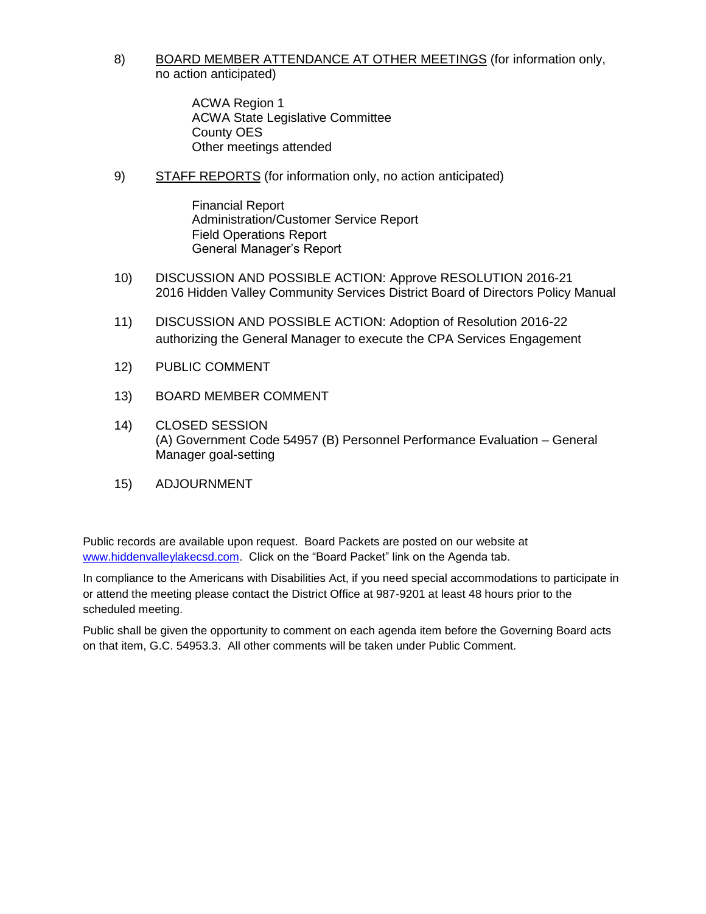8) BOARD MEMBER ATTENDANCE AT OTHER MEETINGS (for information only, no action anticipated)

   ACWA Region 1
   ACWA State Legislative Committee
   County OES
   Other meetings attended

9) STAFF REPORTS (for information only, no action anticipated)

   Financial Report
   Administration/Customer Service Report
   Field Operations Report
   General Manager's Report

10) DISCUSSION AND POSSIBLE ACTION: Approve RESOLUTION 2016-21 2016 Hidden Valley Community Services District Board of Directors Policy Manual

11) DISCUSSION AND POSSIBLE ACTION: Adoption of Resolution 2016-22 authorizing the General Manager to execute the CPA Services Engagement

12) PUBLIC COMMENT

13) BOARD MEMBER COMMENT

14) CLOSED SESSION
    (A) Government Code 54957 (B) Personnel Performance Evaluation – General Manager goal-setting

15) ADJOURNMENT

Public records are available upon request. Board Packets are posted on our website at www.hiddenvalleylakecsd.com. Click on the "Board Packet" link on the Agenda tab.

In compliance to the Americans with Disabilities Act, if you need special accommodations to participate in or attend the meeting please contact the District Office at 987-9201 at least 48 hours prior to the scheduled meeting.

Public shall be given the opportunity to comment on each agenda item before the Governing Board acts on that item, G.C. 54953.3. All other comments will be taken under Public Comment.